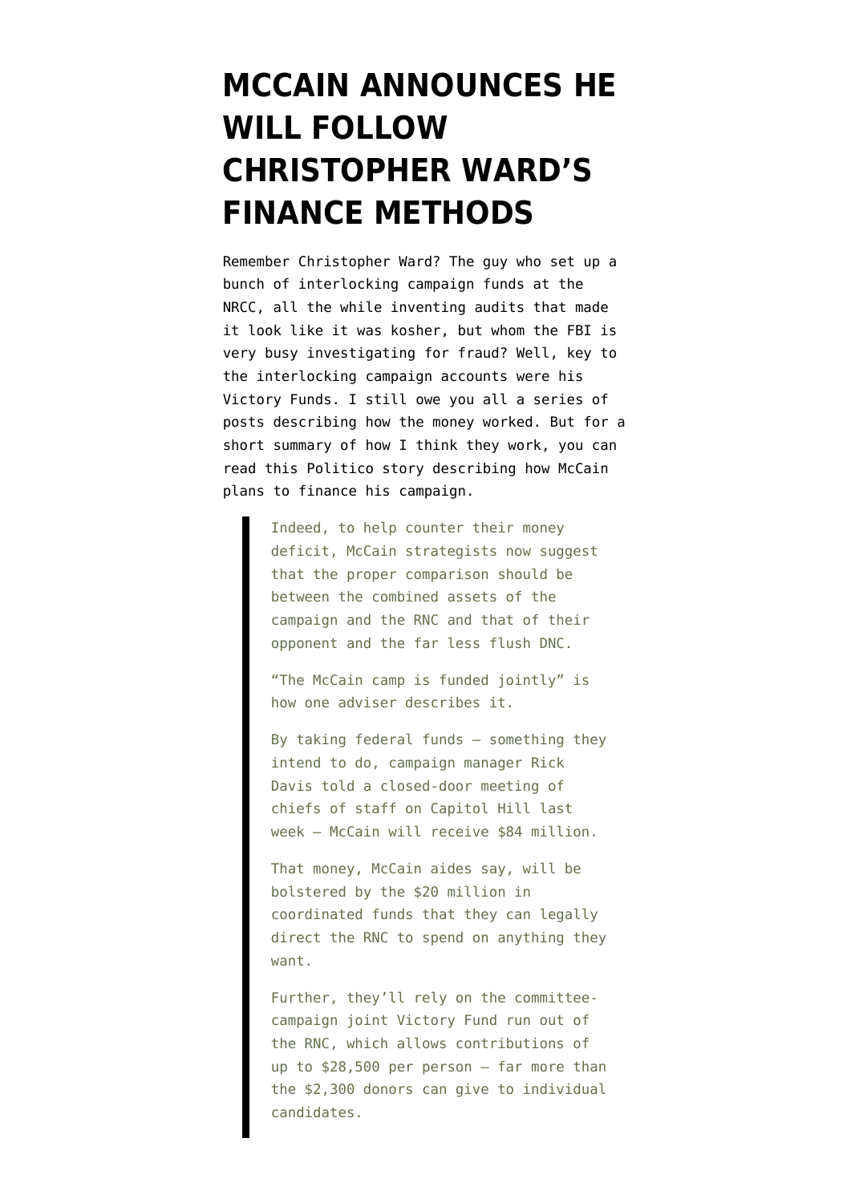# MCCAIN ANNOUNCES HE WILL FOLLOW CHRISTOPHER WARD'S FINANCE METHODS

Remember Christopher Ward? The guy who set up a bunch of interlocking campaign funds at the NRCC, all the while inventing audits that made it look like it was kosher, but whom the FBI is very busy investigating for fraud? Well, key to the interlocking campaign accounts were his Victory Funds. I still owe you all a series of posts describing how the money worked. But for a short summary of how I think they work, you can read this Politico story describing how McCain plans to finance his campaign.

> Indeed, to help counter their money deficit, McCain strategists now suggest that the proper comparison should be between the combined assets of the campaign and the RNC and that of their opponent and the far less flush DNC.
>
> "The McCain camp is funded jointly" is how one adviser describes it.
>
> By taking federal funds — something they intend to do, campaign manager Rick Davis told a closed-door meeting of chiefs of staff on Capitol Hill last week — McCain will receive $84 million.
>
> That money, McCain aides say, will be bolstered by the $20 million in coordinated funds that they can legally direct the RNC to spend on anything they want.
>
> Further, they'll rely on the committee-campaign joint Victory Fund run out of the RNC, which allows contributions of up to $28,500 per person — far more than the $2,300 donors can give to individual candidates.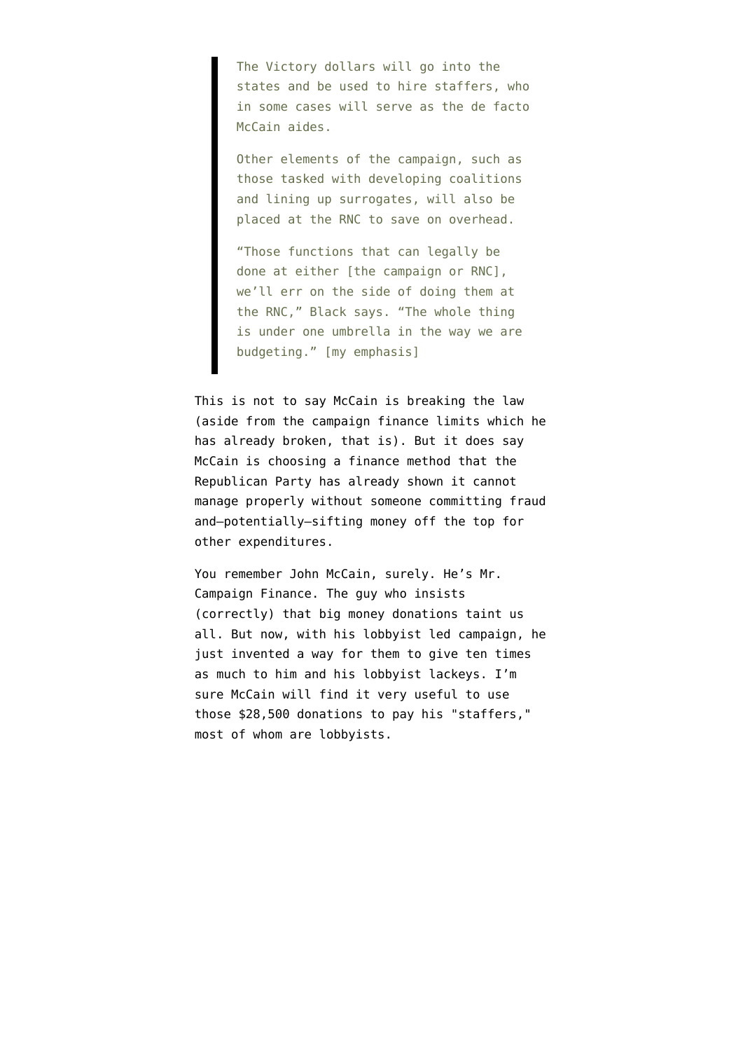> The Victory dollars will go into the states and be used to hire staffers, who in some cases will serve as the de facto McCain aides.
>
> Other elements of the campaign, such as those tasked with developing coalitions and lining up surrogates, will also be placed at the RNC to save on overhead.
>
> "Those functions that can legally be done at either [the campaign or RNC], we'll err on the side of doing them at the RNC," Black says. "The whole thing is under one umbrella in the way we are budgeting." [my emphasis]

This is not to say McCain is breaking the law (aside from the campaign finance limits which he has already broken, that is). But it does say McCain is choosing a finance method that the Republican Party has already shown it cannot manage properly without someone committing fraud and—potentially—sifting money off the top for other expenditures.

You remember John McCain, surely. He's Mr. Campaign Finance. The guy who insists (correctly) that big money donations taint us all. But now, with his lobbyist led campaign, he just invented a way for them to give ten times as much to him and his lobbyist lackeys. I'm sure McCain will find it very useful to use those $28,500 donations to pay his "staffers," most of whom are lobbyists.